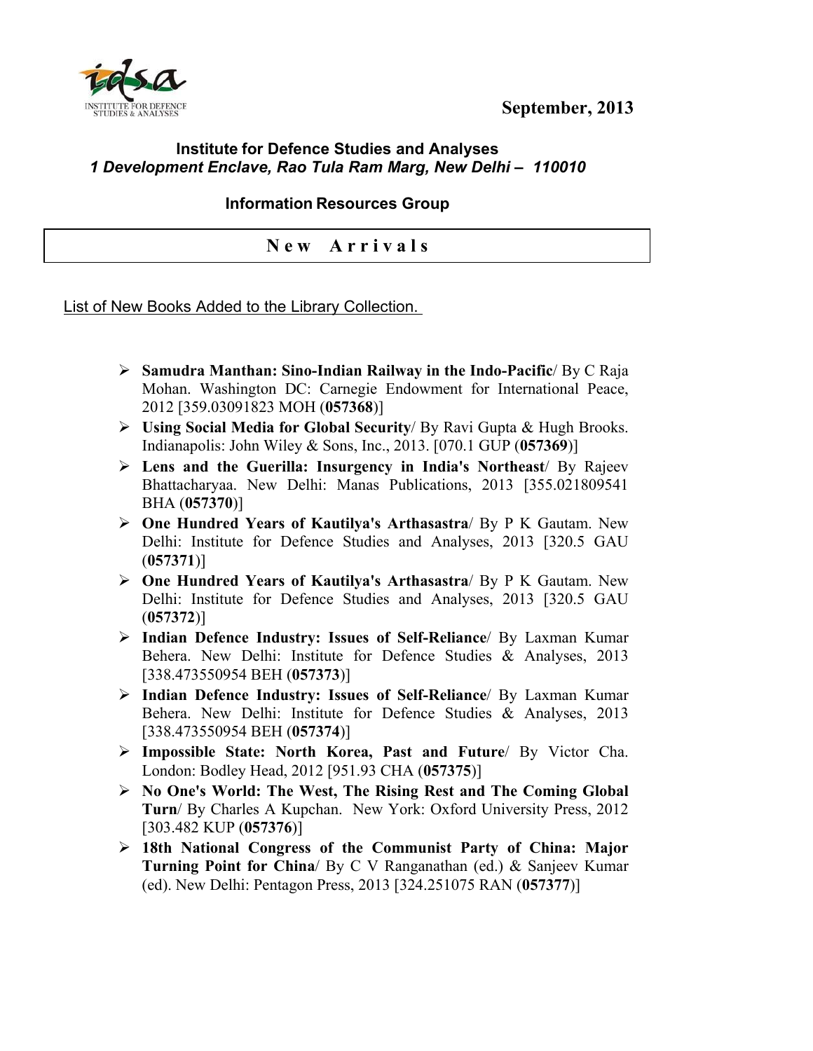September, 2013

**Institute for Defence Studies and Analyses**
***1 Development Enclave, Rao Tula Ram Marg, New Delhi – 110010***

**Information Resources Group**

## New Arrivals

List of New Books Added to the Library Collection.

- **Samudra Manthan: Sino-Indian Railway in the Indo-Pacific**/ By C Raja Mohan. Washington DC: Carnegie Endowment for International Peace, 2012 [359.03091823 MOH (**057368**)]
- **Using Social Media for Global Security**/ By Ravi Gupta & Hugh Brooks. Indianapolis: John Wiley & Sons, Inc., 2013. [070.1 GUP (**057369**)]
- **Lens and the Guerilla: Insurgency in India's Northeast**/ By Rajeev Bhattacharyaa. New Delhi: Manas Publications, 2013 [355.021809541 BHA (**057370**)]
- **One Hundred Years of Kautilya's Arthasastra**/ By P K Gautam. New Delhi: Institute for Defence Studies and Analyses, 2013 [320.5 GAU (**057371**)]
- **One Hundred Years of Kautilya's Arthasastra**/ By P K Gautam. New Delhi: Institute for Defence Studies and Analyses, 2013 [320.5 GAU (**057372**)]
- **Indian Defence Industry: Issues of Self-Reliance**/ By Laxman Kumar Behera. New Delhi: Institute for Defence Studies & Analyses, 2013 [338.473550954 BEH (**057373**)]
- **Indian Defence Industry: Issues of Self-Reliance**/ By Laxman Kumar Behera. New Delhi: Institute for Defence Studies & Analyses, 2013 [338.473550954 BEH (**057374**)]
- **Impossible State: North Korea, Past and Future**/ By Victor Cha. London: Bodley Head, 2012 [951.93 CHA (**057375**)]
- **No One's World: The West, The Rising Rest and The Coming Global Turn**/ By Charles A Kupchan. New York: Oxford University Press, 2012 [303.482 KUP (**057376**)]
- **18th National Congress of the Communist Party of China: Major Turning Point for China**/ By C V Ranganathan (ed.) & Sanjeev Kumar (ed). New Delhi: Pentagon Press, 2013 [324.251075 RAN (**057377**)]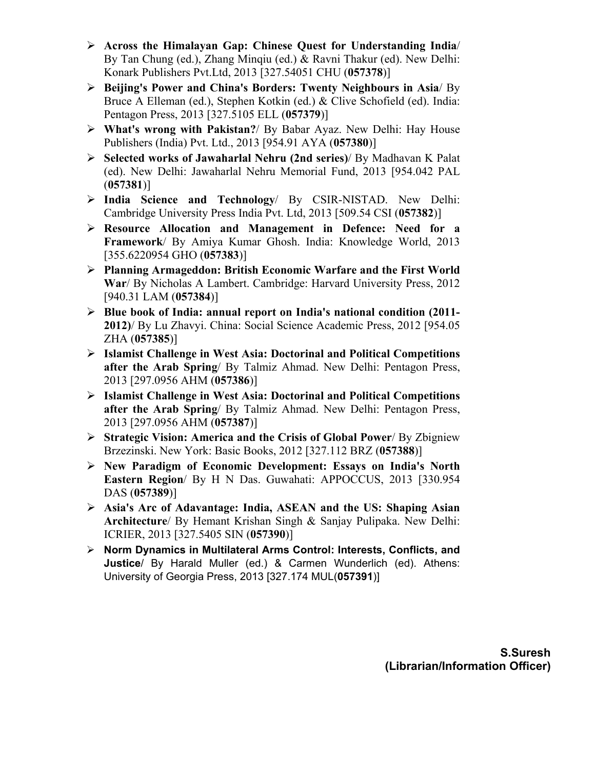- **Across the Himalayan Gap: Chinese Quest for Understanding India**/ By Tan Chung (ed.), Zhang Minqiu (ed.) & Ravni Thakur (ed). New Delhi: Konark Publishers Pvt.Ltd, 2013 [327.54051 CHU (**057378**)]
- **Beijing's Power and China's Borders: Twenty Neighbours in Asia**/ By Bruce A Elleman (ed.), Stephen Kotkin (ed.) & Clive Schofield (ed). India: Pentagon Press, 2013 [327.5105 ELL (**057379**)]
- **What's wrong with Pakistan?**/ By Babar Ayaz. New Delhi: Hay House Publishers (India) Pvt. Ltd., 2013 [954.91 AYA (**057380**)]
- **Selected works of Jawaharlal Nehru (2nd series)**/ By Madhavan K Palat (ed). New Delhi: Jawaharlal Nehru Memorial Fund, 2013 [954.042 PAL (**057381**)]
- **India Science and Technology**/ By CSIR-NISTAD. New Delhi: Cambridge University Press India Pvt. Ltd, 2013 [509.54 CSI (**057382**)]
- **Resource Allocation and Management in Defence: Need for a Framework**/ By Amiya Kumar Ghosh. India: Knowledge World, 2013 [355.6220954 GHO (**057383**)]
- **Planning Armageddon: British Economic Warfare and the First World War**/ By Nicholas A Lambert. Cambridge: Harvard University Press, 2012 [940.31 LAM (**057384**)]
- **Blue book of India: annual report on India's national condition (2011-2012)**/ By Lu Zhavyi. China: Social Science Academic Press, 2012 [954.05 ZHA (**057385**)]
- **Islamist Challenge in West Asia: Doctorinal and Political Competitions after the Arab Spring**/ By Talmiz Ahmad. New Delhi: Pentagon Press, 2013 [297.0956 AHM (**057386**)]
- **Islamist Challenge in West Asia: Doctorinal and Political Competitions after the Arab Spring**/ By Talmiz Ahmad. New Delhi: Pentagon Press, 2013 [297.0956 AHM (**057387**)]
- **Strategic Vision: America and the Crisis of Global Power**/ By Zbigniew Brzezinski. New York: Basic Books, 2012 [327.112 BRZ (**057388**)]
- **New Paradigm of Economic Development: Essays on India's North Eastern Region**/ By H N Das. Guwahati: APPOCCUS, 2013 [330.954 DAS (**057389**)]
- **Asia's Arc of Adavantage: India, ASEAN and the US: Shaping Asian Architecture**/ By Hemant Krishan Singh & Sanjay Pulipaka. New Delhi: ICRIER, 2013 [327.5405 SIN (**057390**)]
- **Norm Dynamics in Multilateral Arms Control: Interests, Conflicts, and Justice**/ By Harald Muller (ed.) & Carmen Wunderlich (ed). Athens: University of Georgia Press, 2013 [327.174 MUL(**057391**)]

**S.Suresh**
**(Librarian/Information Officer)**